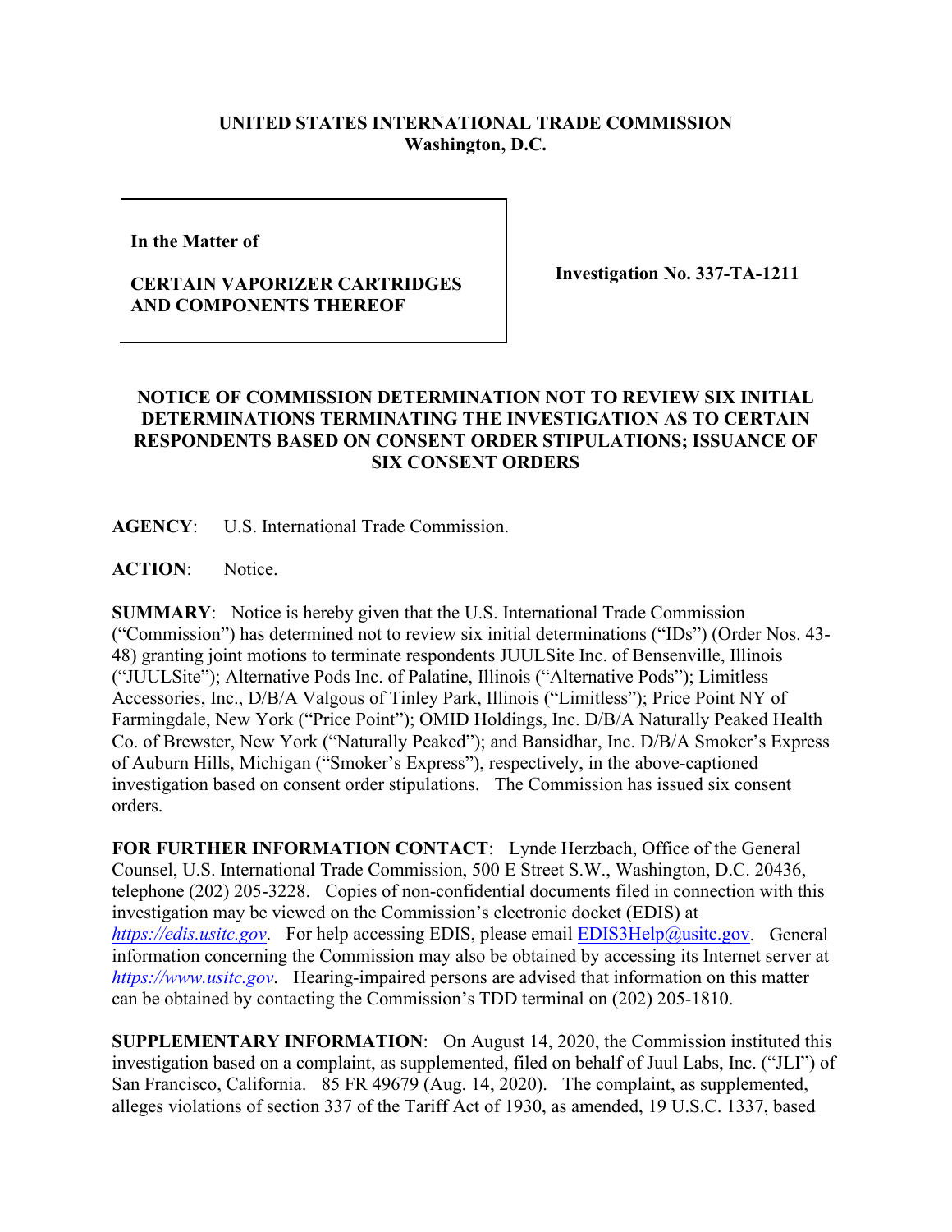**UNITED STATES INTERNATIONAL TRADE COMMISSION**
**Washington, D.C.**

| | |
|---|---|
| **In the Matter of**<br><br>**CERTAIN VAPORIZER CARTRIDGES AND COMPONENTS THEREOF** | **Investigation No. 337-TA-1211** |

**NOTICE OF COMMISSION DETERMINATION NOT TO REVIEW SIX INITIAL DETERMINATIONS TERMINATING THE INVESTIGATION AS TO CERTAIN RESPONDENTS BASED ON CONSENT ORDER STIPULATIONS; ISSUANCE OF SIX CONSENT ORDERS**

**AGENCY**: U.S. International Trade Commission.

**ACTION**: Notice.

**SUMMARY**: Notice is hereby given that the U.S. International Trade Commission ("Commission") has determined not to review six initial determinations ("IDs") (Order Nos. 43-48) granting joint motions to terminate respondents JUULSite Inc. of Bensenville, Illinois ("JUULSite"); Alternative Pods Inc. of Palatine, Illinois ("Alternative Pods"); Limitless Accessories, Inc., D/B/A Valgous of Tinley Park, Illinois ("Limitless"); Price Point NY of Farmingdale, New York ("Price Point"); OMID Holdings, Inc. D/B/A Naturally Peaked Health Co. of Brewster, New York ("Naturally Peaked"); and Bansidhar, Inc. D/B/A Smoker's Express of Auburn Hills, Michigan ("Smoker's Express"), respectively, in the above-captioned investigation based on consent order stipulations. The Commission has issued six consent orders.

**FOR FURTHER INFORMATION CONTACT**: Lynde Herzbach, Office of the General Counsel, U.S. International Trade Commission, 500 E Street S.W., Washington, D.C. 20436, telephone (202) 205-3228. Copies of non-confidential documents filed in connection with this investigation may be viewed on the Commission's electronic docket (EDIS) at *https://edis.usitc.gov*. For help accessing EDIS, please email EDIS3Help@usitc.gov. General information concerning the Commission may also be obtained by accessing its Internet server at *https://www.usitc.gov*. Hearing-impaired persons are advised that information on this matter can be obtained by contacting the Commission's TDD terminal on (202) 205-1810.

**SUPPLEMENTARY INFORMATION**: On August 14, 2020, the Commission instituted this investigation based on a complaint, as supplemented, filed on behalf of Juul Labs, Inc. ("JLI") of San Francisco, California. 85 FR 49679 (Aug. 14, 2020). The complaint, as supplemented, alleges violations of section 337 of the Tariff Act of 1930, as amended, 19 U.S.C. 1337, based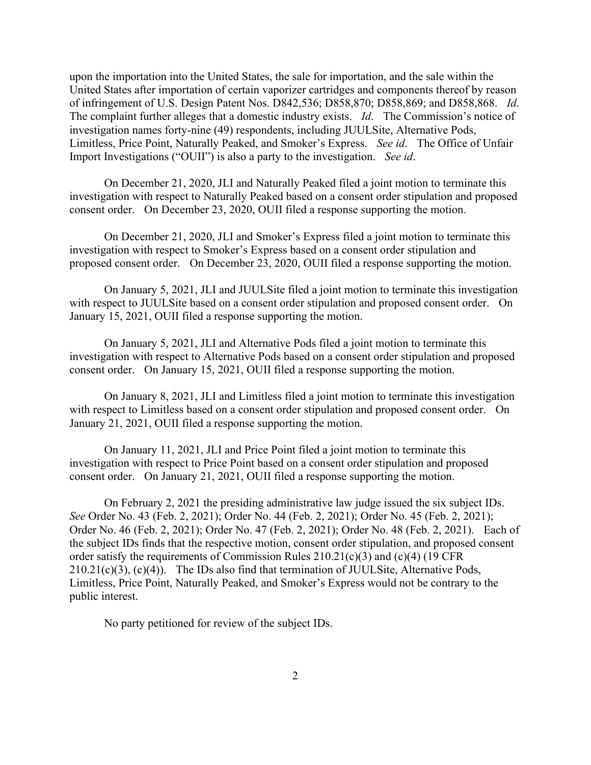upon the importation into the United States, the sale for importation, and the sale within the United States after importation of certain vaporizer cartridges and components thereof by reason of infringement of U.S. Design Patent Nos. D842,536; D858,870; D858,869; and D858,868. *Id*. The complaint further alleges that a domestic industry exists. *Id*. The Commission's notice of investigation names forty-nine (49) respondents, including JUULSite, Alternative Pods, Limitless, Price Point, Naturally Peaked, and Smoker's Express. *See id*. The Office of Unfair Import Investigations ("OUII") is also a party to the investigation. *See id*.

On December 21, 2020, JLI and Naturally Peaked filed a joint motion to terminate this investigation with respect to Naturally Peaked based on a consent order stipulation and proposed consent order. On December 23, 2020, OUII filed a response supporting the motion.

On December 21, 2020, JLI and Smoker's Express filed a joint motion to terminate this investigation with respect to Smoker's Express based on a consent order stipulation and proposed consent order. On December 23, 2020, OUII filed a response supporting the motion.

On January 5, 2021, JLI and JUULSite filed a joint motion to terminate this investigation with respect to JUULSite based on a consent order stipulation and proposed consent order. On January 15, 2021, OUII filed a response supporting the motion.

On January 5, 2021, JLI and Alternative Pods filed a joint motion to terminate this investigation with respect to Alternative Pods based on a consent order stipulation and proposed consent order. On January 15, 2021, OUII filed a response supporting the motion.

On January 8, 2021, JLI and Limitless filed a joint motion to terminate this investigation with respect to Limitless based on a consent order stipulation and proposed consent order. On January 21, 2021, OUII filed a response supporting the motion.

On January 11, 2021, JLI and Price Point filed a joint motion to terminate this investigation with respect to Price Point based on a consent order stipulation and proposed consent order. On January 21, 2021, OUII filed a response supporting the motion.

On February 2, 2021 the presiding administrative law judge issued the six subject IDs. *See* Order No. 43 (Feb. 2, 2021); Order No. 44 (Feb. 2, 2021); Order No. 45 (Feb. 2, 2021); Order No. 46 (Feb. 2, 2021); Order No. 47 (Feb. 2, 2021); Order No. 48 (Feb. 2, 2021). Each of the subject IDs finds that the respective motion, consent order stipulation, and proposed consent order satisfy the requirements of Commission Rules 210.21(c)(3) and (c)(4) (19 CFR 210.21(c)(3), (c)(4)). The IDs also find that termination of JUULSite, Alternative Pods, Limitless, Price Point, Naturally Peaked, and Smoker's Express would not be contrary to the public interest.

No party petitioned for review of the subject IDs.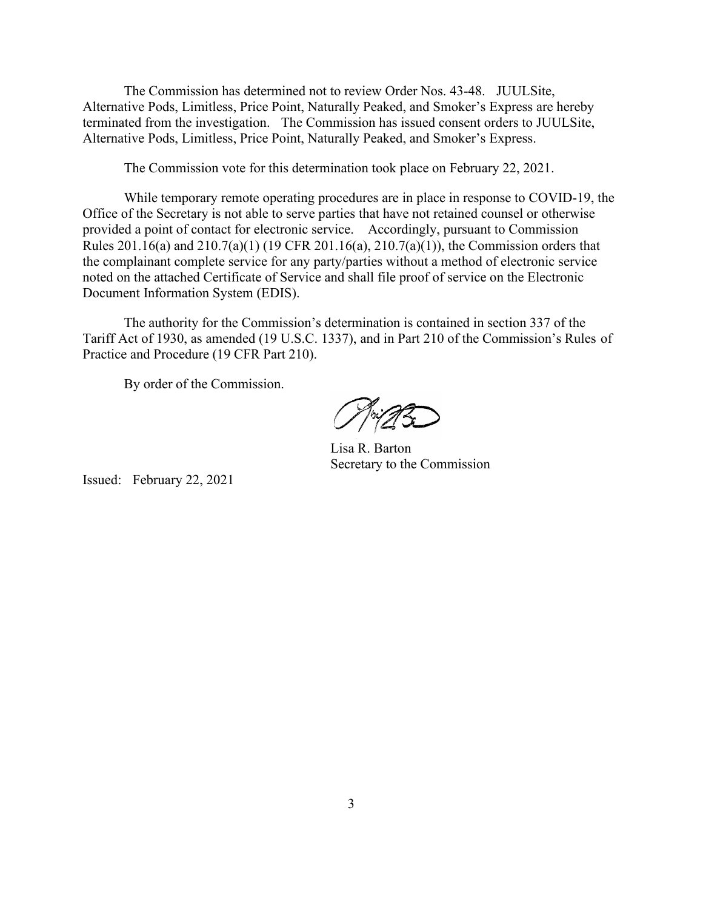The Commission has determined not to review Order Nos. 43-48. JUULSite, Alternative Pods, Limitless, Price Point, Naturally Peaked, and Smoker's Express are hereby terminated from the investigation. The Commission has issued consent orders to JUULSite, Alternative Pods, Limitless, Price Point, Naturally Peaked, and Smoker's Express.

The Commission vote for this determination took place on February 22, 2021.

While temporary remote operating procedures are in place in response to COVID-19, the Office of the Secretary is not able to serve parties that have not retained counsel or otherwise provided a point of contact for electronic service. Accordingly, pursuant to Commission Rules 201.16(a) and 210.7(a)(1) (19 CFR 201.16(a), 210.7(a)(1)), the Commission orders that the complainant complete service for any party/parties without a method of electronic service noted on the attached Certificate of Service and shall file proof of service on the Electronic Document Information System (EDIS).

The authority for the Commission's determination is contained in section 337 of the Tariff Act of 1930, as amended (19 U.S.C. 1337), and in Part 210 of the Commission's Rules of Practice and Procedure (19 CFR Part 210).

By order of the Commission.

Lisa R. Barton
Secretary to the Commission

Issued: February 22, 2021